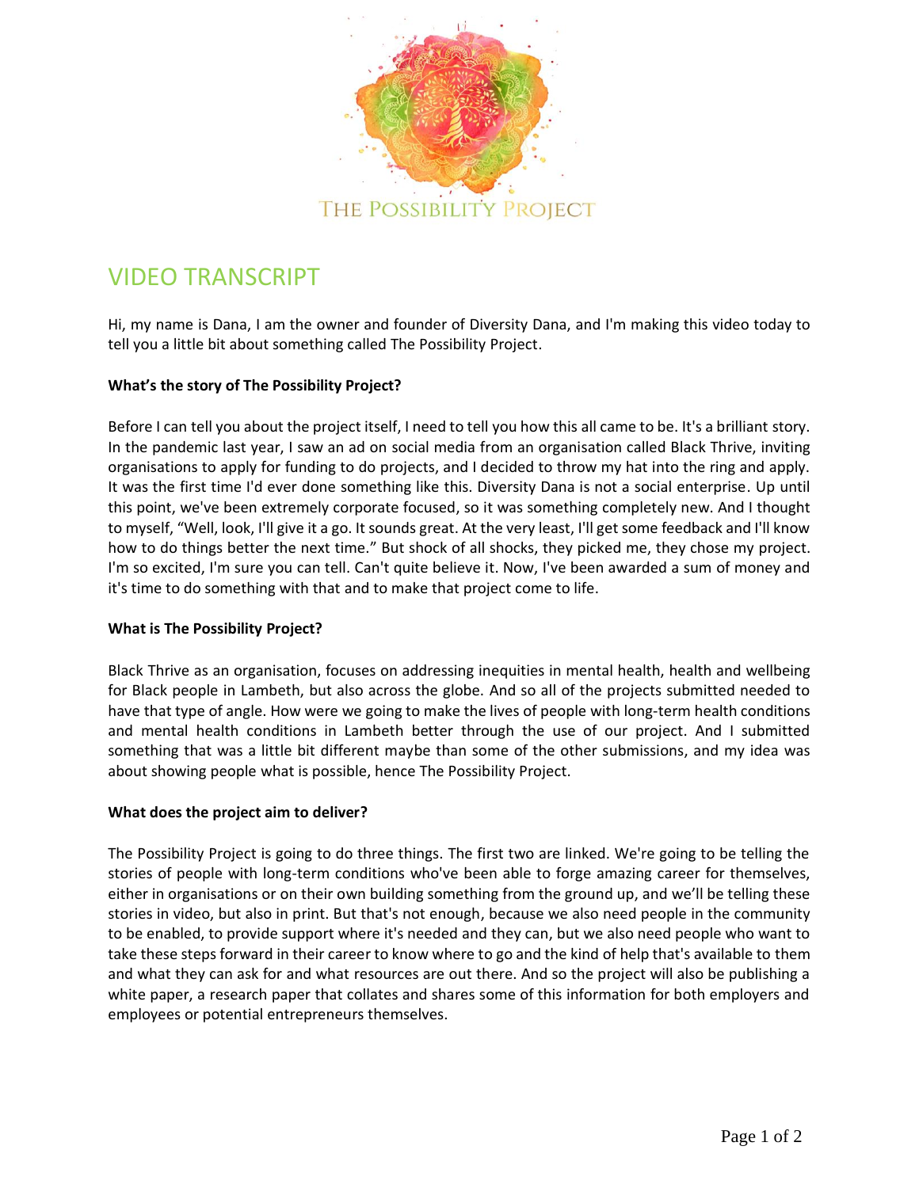THE POSSIBILITY PROJECT

# VIDEO TRANSCRIPT

Hi, my name is Dana, I am the owner and founder of Diversity Dana, and I'm making this video today to tell you a little bit about something called The Possibility Project.

**What's the story of The Possibility Project?**

Before I can tell you about the project itself, I need to tell you how this all came to be. It's a brilliant story. In the pandemic last year, I saw an ad on social media from an organisation called Black Thrive, inviting organisations to apply for funding to do projects, and I decided to throw my hat into the ring and apply. It was the first time I'd ever done something like this. Diversity Dana is not a social enterprise. Up until this point, we've been extremely corporate focused, so it was something completely new. And I thought to myself, "Well, look, I'll give it a go. It sounds great. At the very least, I'll get some feedback and I'll know how to do things better the next time." But shock of all shocks, they picked me, they chose my project. I'm so excited, I'm sure you can tell. Can't quite believe it. Now, I've been awarded a sum of money and it's time to do something with that and to make that project come to life.

**What is The Possibility Project?**

Black Thrive as an organisation, focuses on addressing inequities in mental health, health and wellbeing for Black people in Lambeth, but also across the globe. And so all of the projects submitted needed to have that type of angle. How were we going to make the lives of people with long-term health conditions and mental health conditions in Lambeth better through the use of our project. And I submitted something that was a little bit different maybe than some of the other submissions, and my idea was about showing people what is possible, hence The Possibility Project.

**What does the project aim to deliver?**

The Possibility Project is going to do three things. The first two are linked. We're going to be telling the stories of people with long-term conditions who've been able to forge amazing career for themselves, either in organisations or on their own building something from the ground up, and we'll be telling these stories in video, but also in print. But that's not enough, because we also need people in the community to be enabled, to provide support where it's needed and they can, but we also need people who want to take these steps forward in their career to know where to go and the kind of help that's available to them and what they can ask for and what resources are out there. And so the project will also be publishing a white paper, a research paper that collates and shares some of this information for both employers and employees or potential entrepreneurs themselves.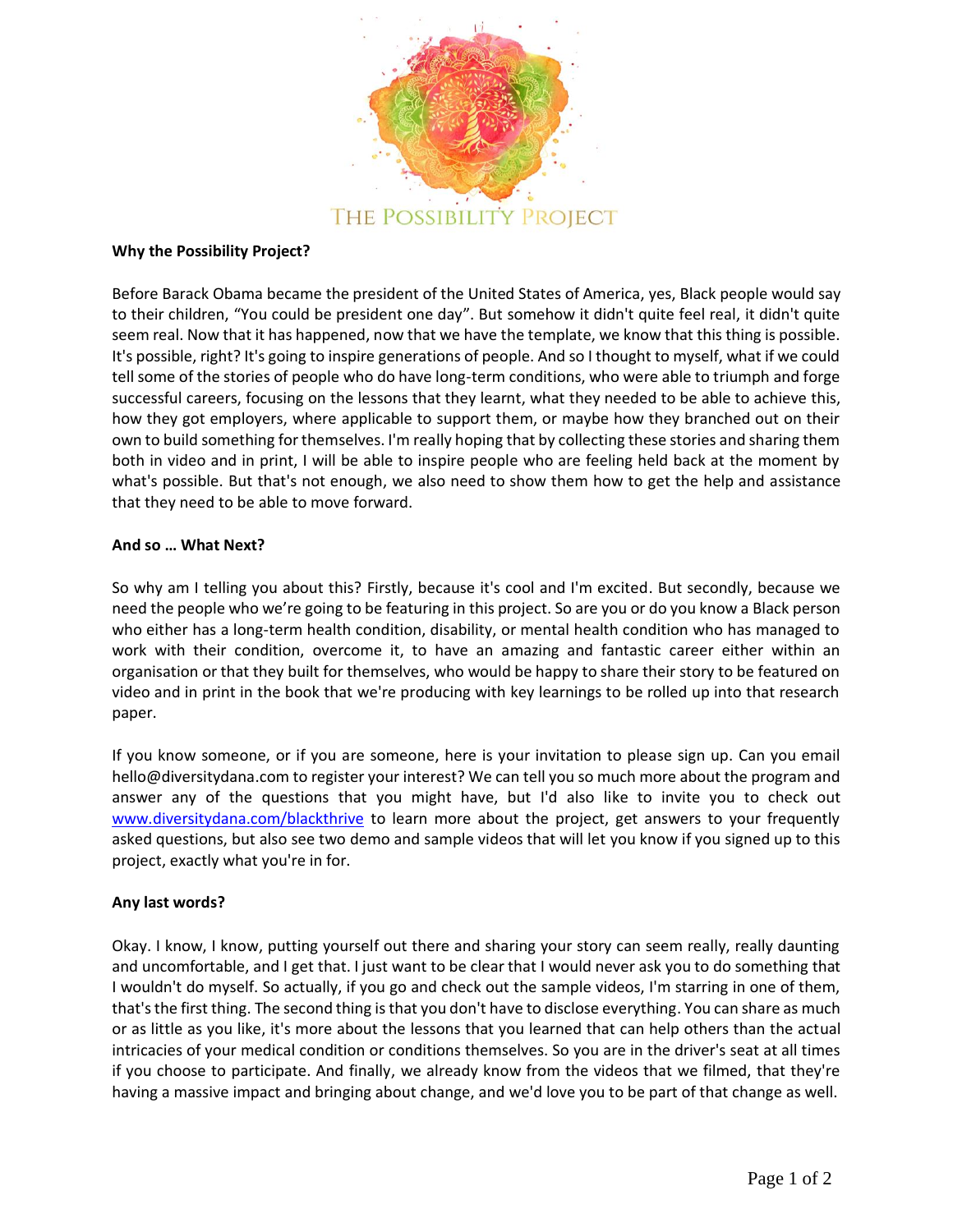**Why the Possibility Project?**

Before Barack Obama became the president of the United States of America, yes, Black people would say to their children, “You could be president one day”. But somehow it didn't quite feel real, it didn't quite seem real. Now that it has happened, now that we have the template, we know that this thing is possible. It's possible, right? It's going to inspire generations of people. And so I thought to myself, what if we could tell some of the stories of people who do have long-term conditions, who were able to triumph and forge successful careers, focusing on the lessons that they learnt, what they needed to be able to achieve this, how they got employers, where applicable to support them, or maybe how they branched out on their own to build something for themselves. I'm really hoping that by collecting these stories and sharing them both in video and in print, I will be able to inspire people who are feeling held back at the moment by what's possible. But that's not enough, we also need to show them how to get the help and assistance that they need to be able to move forward.

**And so … What Next?**

So why am I telling you about this? Firstly, because it's cool and I'm excited. But secondly, because we need the people who we’re going to be featuring in this project. So are you or do you know a Black person who either has a long-term health condition, disability, or mental health condition who has managed to work with their condition, overcome it, to have an amazing and fantastic career either within an organisation or that they built for themselves, who would be happy to share their story to be featured on video and in print in the book that we're producing with key learnings to be rolled up into that research paper.

If you know someone, or if you are someone, here is your invitation to please sign up. Can you email hello@diversitydana.com to register your interest? We can tell you so much more about the program and answer any of the questions that you might have, but I'd also like to invite you to check out www.diversitydana.com/blackthrive to learn more about the project, get answers to your frequently asked questions, but also see two demo and sample videos that will let you know if you signed up to this project, exactly what you're in for.

**Any last words?**

Okay. I know, I know, putting yourself out there and sharing your story can seem really, really daunting and uncomfortable, and I get that. I just want to be clear that I would never ask you to do something that I wouldn't do myself. So actually, if you go and check out the sample videos, I'm starring in one of them, that's the first thing. The second thing is that you don't have to disclose everything. You can share as much or as little as you like, it's more about the lessons that you learned that can help others than the actual intricacies of your medical condition or conditions themselves. So you are in the driver's seat at all times if you choose to participate. And finally, we already know from the videos that we filmed, that they're having a massive impact and bringing about change, and we'd love you to be part of that change as well.